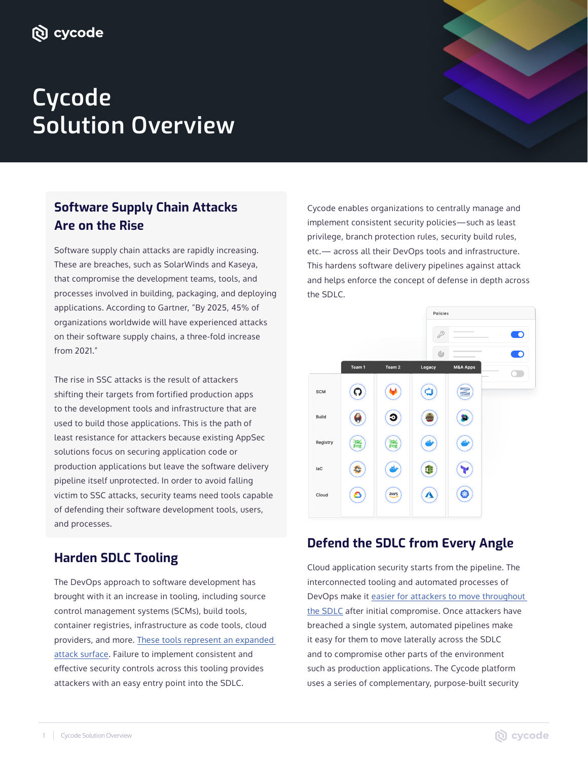# Cycode Solution Overview

## Software Supply Chain Attacks Are on the Rise

Software supply chain attacks are rapidly increasing. These are breaches, such as SolarWinds and Kaseya, that compromise the development teams, tools, and processes involved in building, packaging, and deploying applications. According to Gartner, "By 2025, 45% of organizations worldwide will have experienced attacks on their software supply chains, a three-fold increase from 2021."

The rise in SSC attacks is the result of attackers shifting their targets from fortified production apps to the development tools and infrastructure that are used to build those applications. This is the path of least resistance for attackers because existing AppSec solutions focus on securing application code or production applications but leave the software delivery pipeline itself unprotected. In order to avoid falling victim to SSC attacks, security teams need tools capable of defending their software development tools, users, and processes.

## Harden SDLC Tooling

The DevOps approach to software development has brought with it an increase in tooling, including source control management systems (SCMs), build tools, container registries, infrastructure as code tools, cloud providers, and more. These tools represent an expanded attack surface. Failure to implement consistent and effective security controls across this tooling provides attackers with an easy entry point into the SDLC.

Cycode enables organizations to centrally manage and implement consistent security policies—such as least privilege, branch protection rules, security build rules, etc.— across all their DevOps tools and infrastructure. This hardens software delivery pipelines against attack and helps enforce the concept of defense in depth across the SDLC.

## Defend the SDLC from Every Angle

Cloud application security starts from the pipeline. The interconnected tooling and automated processes of DevOps make it easier for attackers to move throughout the SDLC after initial compromise. Once attackers have breached a single system, automated pipelines make it easy for them to move laterally across the SDLC and to compromise other parts of the environment such as production applications. The Cycode platform uses a series of complementary, purpose-built security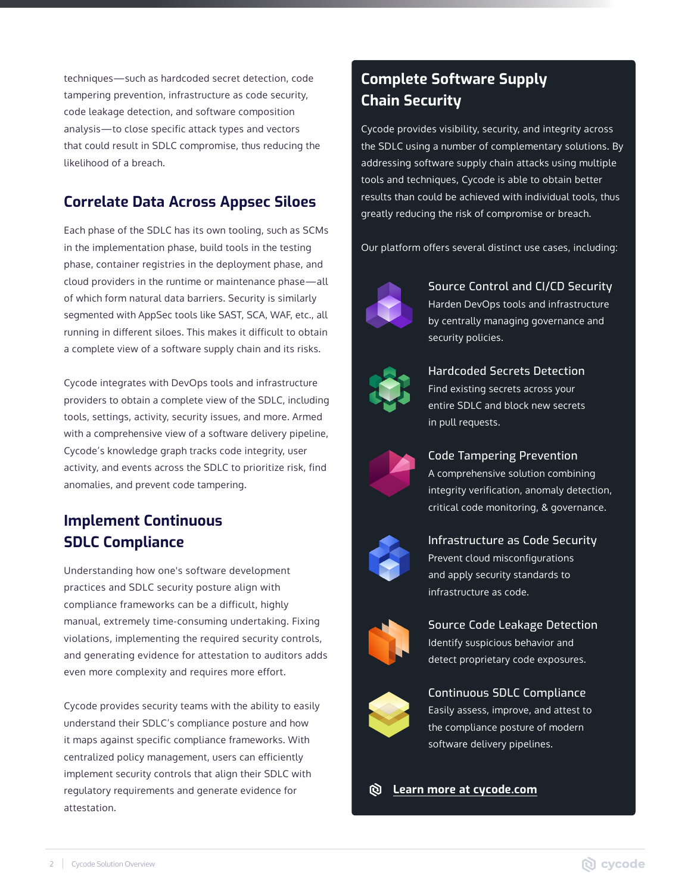techniques—such as hardcoded secret detection, code tampering prevention, infrastructure as code security, code leakage detection, and software composition analysis—to close specific attack types and vectors that could result in SDLC compromise, thus reducing the likelihood of a breach.

## Correlate Data Across Appsec Siloes

Each phase of the SDLC has its own tooling, such as SCMs in the implementation phase, build tools in the testing phase, container registries in the deployment phase, and cloud providers in the runtime or maintenance phase—all of which form natural data barriers. Security is similarly segmented with AppSec tools like SAST, SCA, WAF, etc., all running in different siloes. This makes it difficult to obtain a complete view of a software supply chain and its risks.

Cycode integrates with DevOps tools and infrastructure providers to obtain a complete view of the SDLC, including tools, settings, activity, security issues, and more. Armed with a comprehensive view of a software delivery pipeline, Cycode's knowledge graph tracks code integrity, user activity, and events across the SDLC to prioritize risk, find anomalies, and prevent code tampering.

## Implement Continuous SDLC Compliance

Understanding how one's software development practices and SDLC security posture align with compliance frameworks can be a difficult, highly manual, extremely time-consuming undertaking. Fixing violations, implementing the required security controls, and generating evidence for attestation to auditors adds even more complexity and requires more effort.

Cycode provides security teams with the ability to easily understand their SDLC's compliance posture and how it maps against specific compliance frameworks. With centralized policy management, users can efficiently implement security controls that align their SDLC with regulatory requirements and generate evidence for attestation.

## Complete Software Supply Chain Security

Cycode provides visibility, security, and integrity across the SDLC using a number of complementary solutions. By addressing software supply chain attacks using multiple tools and techniques, Cycode is able to obtain better results than could be achieved with individual tools, thus greatly reducing the risk of compromise or breach.

Our platform offers several distinct use cases, including:

### Source Control and CI/CD Security
Harden DevOps tools and infrastructure by centrally managing governance and security policies.

### Hardcoded Secrets Detection
Find existing secrets across your entire SDLC and block new secrets in pull requests.

### Code Tampering Prevention
A comprehensive solution combining integrity verification, anomaly detection, critical code monitoring, & governance.

### Infrastructure as Code Security
Prevent cloud misconfigurations and apply security standards to infrastructure as code.

### Source Code Leakage Detection
Identify suspicious behavior and detect proprietary code exposures.

### Continuous SDLC Compliance
Easily assess, improve, and attest to the compliance posture of modern software delivery pipelines.

**Learn more at cycode.com**